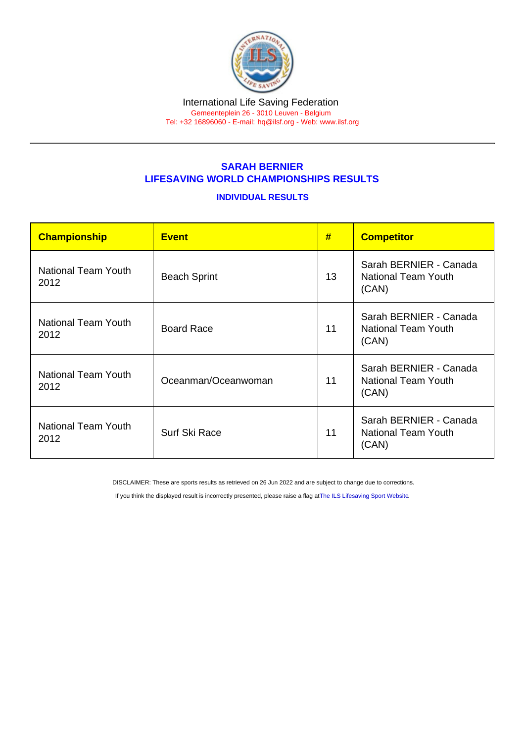International Life Saving Federation

Gemeenteplein 26 - 3010 Leuven - Belgium

Tel: +32 16896060 - E-mail: hq@ilsf.org - Web: www.ilsf.org

## SARAH BERNIER
## LIFESAVING WORLD CHAMPIONSHIPS RESULTS

### INDIVIDUAL RESULTS

| Championship | Event | # | Competitor |
|---|---|---|---|
| National Team Youth 2012 | Beach Sprint | 13 | Sarah BERNIER - Canada National Team Youth (CAN) |
| National Team Youth 2012 | Board Race | 11 | Sarah BERNIER - Canada National Team Youth (CAN) |
| National Team Youth 2012 | Oceanman/Oceanwoman | 11 | Sarah BERNIER - Canada National Team Youth (CAN) |
| National Team Youth 2012 | Surf Ski Race | 11 | Sarah BERNIER - Canada National Team Youth (CAN) |

DISCLAIMER: These are sports results as retrieved on 26 Jun 2022 and are subject to change due to corrections.

If you think the displayed result is incorrectly presented, please raise a flag at The ILS Lifesaving Sport Website.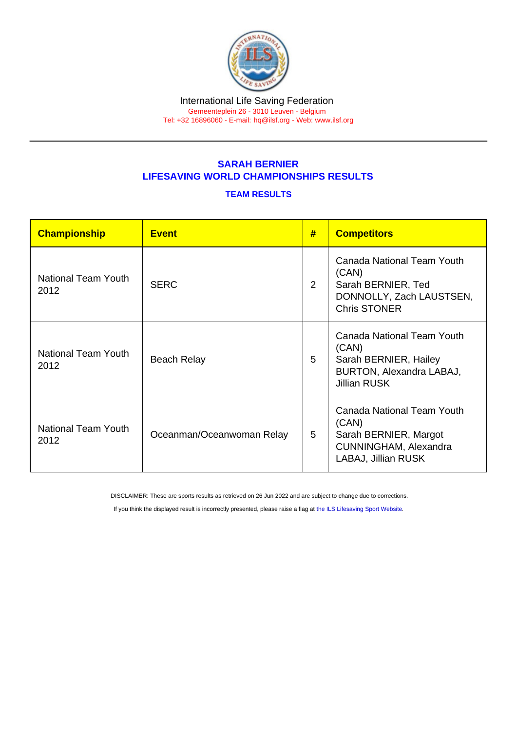International Life Saving Federation
Gemeenteplein 26 - 3010 Leuven - Belgium
Tel: +32 16896060 - E-mail: hq@ilsf.org - Web: www.ilsf.org

## SARAH BERNIER
## LIFESAVING WORLD CHAMPIONSHIPS RESULTS

### TEAM RESULTS

| Championship | Event | # | Competitors |
|---|---|---|---|
| National Team Youth 2012 | SERC | 2 | Canada National Team Youth (CAN) Sarah BERNIER, Ted DONNOLLY, Zach LAUSTSEN, Chris STONER |
| National Team Youth 2012 | Beach Relay | 5 | Canada National Team Youth (CAN) Sarah BERNIER, Hailey BURTON, Alexandra LABAJ, Jillian RUSK |
| National Team Youth 2012 | Oceanman/Oceanwoman Relay | 5 | Canada National Team Youth (CAN) Sarah BERNIER, Margot CUNNINGHAM, Alexandra LABAJ, Jillian RUSK |

DISCLAIMER: These are sports results as retrieved on 26 Jun 2022 and are subject to change due to corrections.

If you think the displayed result is incorrectly presented, please raise a flag at the ILS Lifesaving Sport Website.